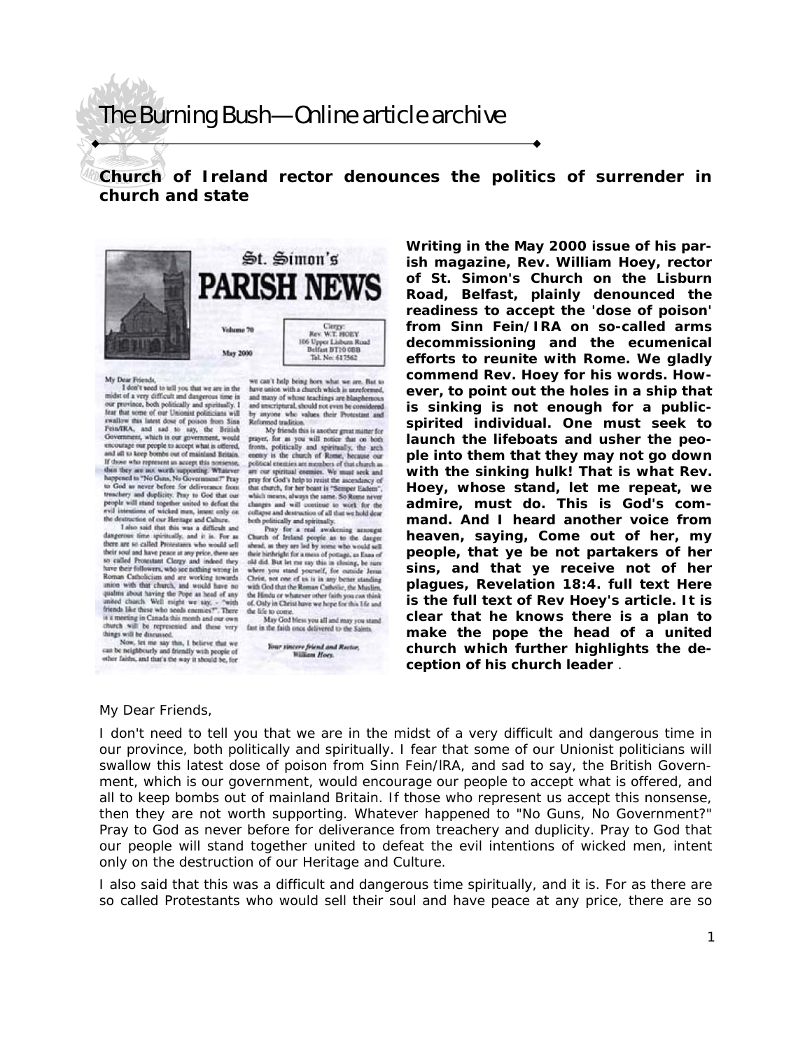# The Burning Bush—Online article archive

## Church of Ireland rector denounces the politics of surrender in church and state

**Writing in the May 2000 issue of his parish magazine, Rev. William Hoey, rector of St. Simon's Church on the Lisburn Road, Belfast, plainly denounced the readiness to accept the 'dose of poison' from Sinn Fein/IRA on so-called arms decommissioning and the ecumenical efforts to reunite with Rome. We gladly commend Rev. Hoey for his words. However, to point out the holes in a ship that is sinking is not enough for a public-spirited individual. One must seek to launch the lifeboats and usher the people into them that they may not go down with the sinking hulk! That is what Rev. Hoey, whose stand, let me repeat, we admire, must do. This is God's command. And I heard another voice from heaven, saying, Come out of her, my people, that ye be not partakers of her sins, and that ye receive not of her plagues, Revelation 18:4. full text Here is the full text of Rev Hoey's article. It is clear that he knows there is a plan to make the pope the head of a united church which further highlights the deception of his church leader** .

My Dear Friends,

I don't need to tell you that we are in the midst of a very difficult and dangerous time in our province, both politically and spiritually. I fear that some of our Unionist politicians will swallow this latest dose of poison from Sinn Fein/IRA, and sad to say, the British Government, which is our government, would encourage our people to accept what is offered, and all to keep bombs out of mainland Britain. If those who represent us accept this nonsense, then they are not worth supporting. Whatever happened to "No Guns, No Government?" Pray to God as never before for deliverance from treachery and duplicity. Pray to God that our people will stand together united to defeat the evil intentions of wicked men, intent only on the destruction of our Heritage and Culture.

I also said that this was a difficult and dangerous time spiritually, and it is. For as there are so called Protestants who would sell their soul and have peace at any price, there are so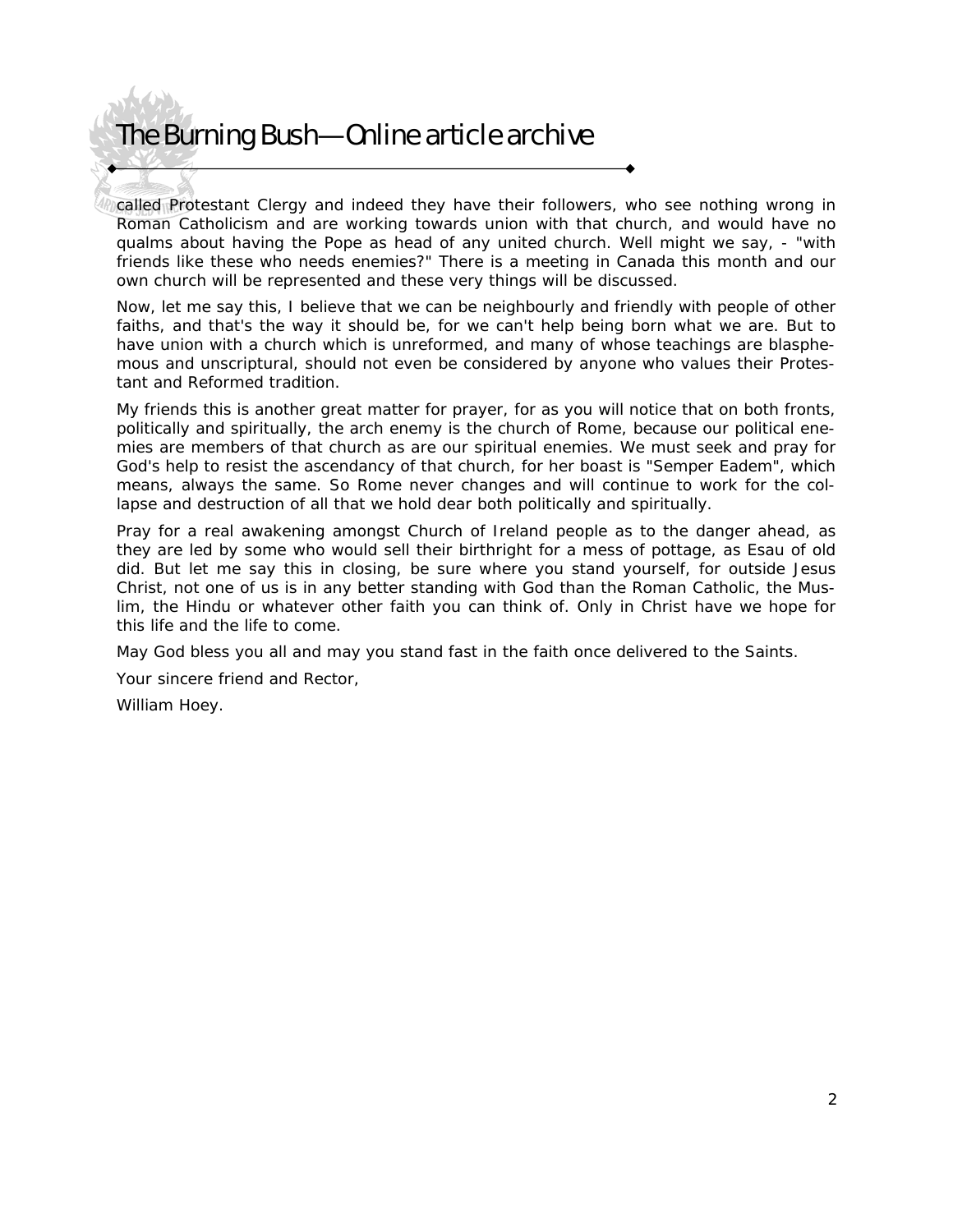called Protestant Clergy and indeed they have their followers, who see nothing wrong in Roman Catholicism and are working towards union with that church, and would have no qualms about having the Pope as head of any united church. Well might we say, - "with friends like these who needs enemies?" There is a meeting in Canada this month and our own church will be represented and these very things will be discussed.

Now, let me say this, I believe that we can be neighbourly and friendly with people of other faiths, and that's the way it should be, for we can't help being born what we are. But to have union with a church which is unreformed, and many of whose teachings are blasphemous and unscriptural, should not even be considered by anyone who values their Protestant and Reformed tradition.

My friends this is another great matter for prayer, for as you will notice that on both fronts, politically and spiritually, the arch enemy is the church of Rome, because our political enemies are members of that church as are our spiritual enemies. We must seek and pray for God's help to resist the ascendancy of that church, for her boast is "Semper Eadem", which means, always the same. So Rome never changes and will continue to work for the collapse and destruction of all that we hold dear both politically and spiritually.

Pray for a real awakening amongst Church of Ireland people as to the danger ahead, as they are led by some who would sell their birthright for a mess of pottage, as Esau of old did. But let me say this in closing, be sure where you stand yourself, for outside Jesus Christ, not one of us is in any better standing with God than the Roman Catholic, the Muslim, the Hindu or whatever other faith you can think of. Only in Christ have we hope for this life and the life to come.

May God bless you all and may you stand fast in the faith once delivered to the Saints.

Your sincere friend and Rector,

William Hoey.